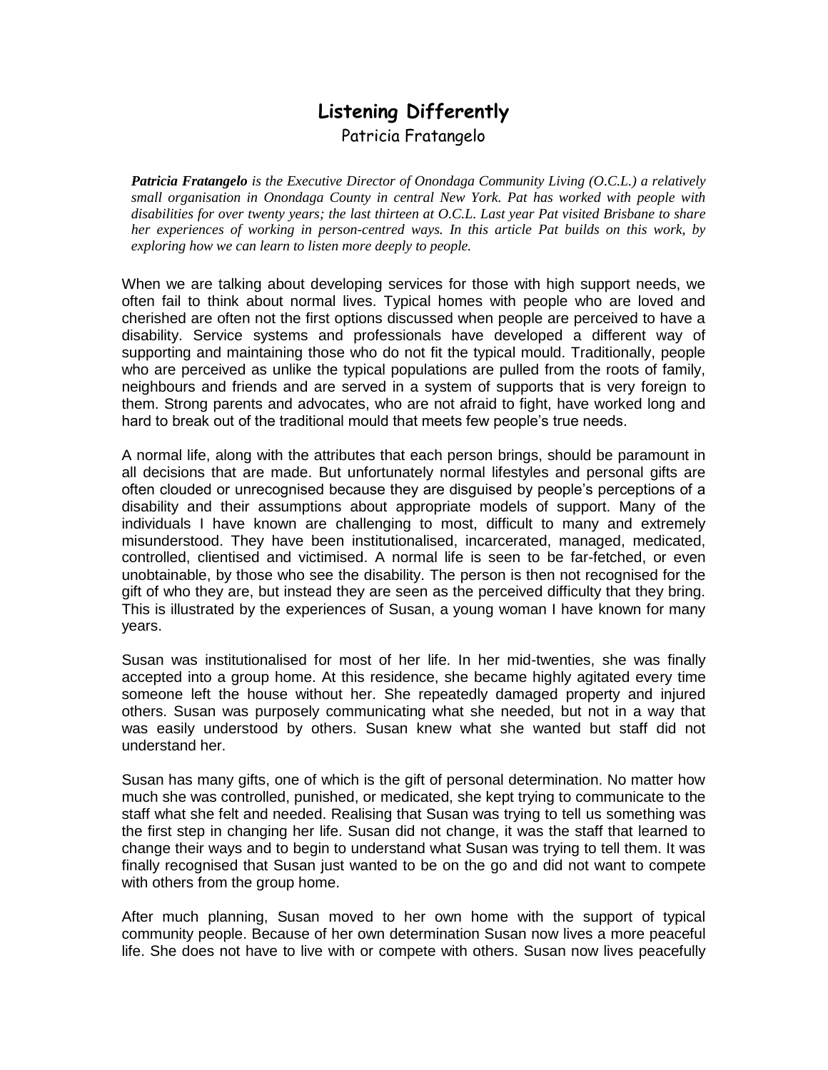# Listening Differently

Patricia Fratangelo

***Patricia Fratangelo** is the Executive Director of Onondaga Community Living (O.C.L.) a relatively small organisation in Onondaga County in central New York. Pat has worked with people with disabilities for over twenty years; the last thirteen at O.C.L. Last year Pat visited Brisbane to share her experiences of working in person-centred ways. In this article Pat builds on this work, by exploring how we can learn to listen more deeply to people.*

When we are talking about developing services for those with high support needs, we often fail to think about normal lives. Typical homes with people who are loved and cherished are often not the first options discussed when people are perceived to have a disability. Service systems and professionals have developed a different way of supporting and maintaining those who do not fit the typical mould. Traditionally, people who are perceived as unlike the typical populations are pulled from the roots of family, neighbours and friends and are served in a system of supports that is very foreign to them. Strong parents and advocates, who are not afraid to fight, have worked long and hard to break out of the traditional mould that meets few people's true needs.

A normal life, along with the attributes that each person brings, should be paramount in all decisions that are made. But unfortunately normal lifestyles and personal gifts are often clouded or unrecognised because they are disguised by people's perceptions of a disability and their assumptions about appropriate models of support. Many of the individuals I have known are challenging to most, difficult to many and extremely misunderstood. They have been institutionalised, incarcerated, managed, medicated, controlled, clientised and victimised. A normal life is seen to be far-fetched, or even unobtainable, by those who see the disability. The person is then not recognised for the gift of who they are, but instead they are seen as the perceived difficulty that they bring. This is illustrated by the experiences of Susan, a young woman I have known for many years.

Susan was institutionalised for most of her life. In her mid-twenties, she was finally accepted into a group home. At this residence, she became highly agitated every time someone left the house without her. She repeatedly damaged property and injured others. Susan was purposely communicating what she needed, but not in a way that was easily understood by others. Susan knew what she wanted but staff did not understand her.

Susan has many gifts, one of which is the gift of personal determination. No matter how much she was controlled, punished, or medicated, she kept trying to communicate to the staff what she felt and needed. Realising that Susan was trying to tell us something was the first step in changing her life. Susan did not change, it was the staff that learned to change their ways and to begin to understand what Susan was trying to tell them. It was finally recognised that Susan just wanted to be on the go and did not want to compete with others from the group home.

After much planning, Susan moved to her own home with the support of typical community people. Because of her own determination Susan now lives a more peaceful life. She does not have to live with or compete with others. Susan now lives peacefully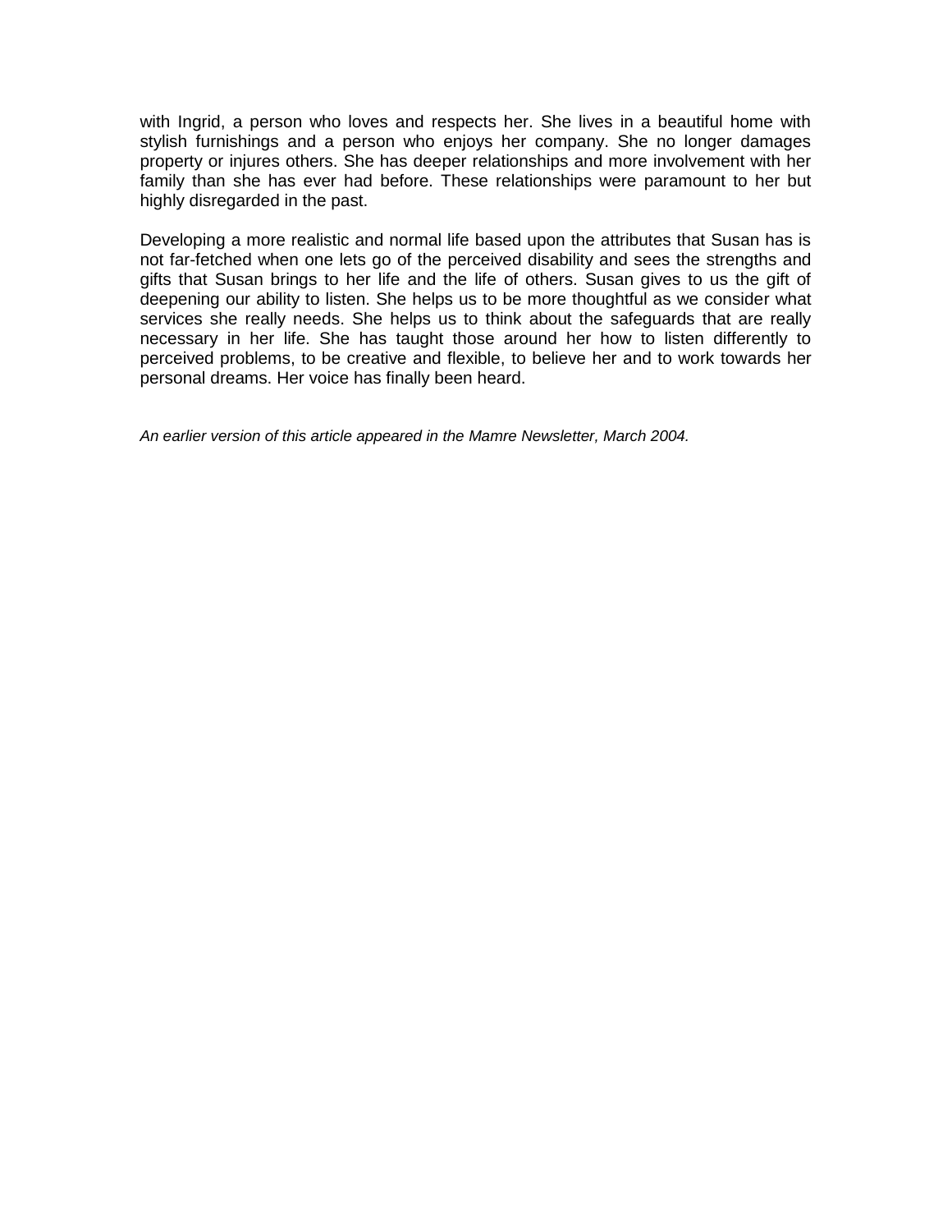with Ingrid, a person who loves and respects her. She lives in a beautiful home with stylish furnishings and a person who enjoys her company. She no longer damages property or injures others. She has deeper relationships and more involvement with her family than she has ever had before. These relationships were paramount to her but highly disregarded in the past.

Developing a more realistic and normal life based upon the attributes that Susan has is not far-fetched when one lets go of the perceived disability and sees the strengths and gifts that Susan brings to her life and the life of others. Susan gives to us the gift of deepening our ability to listen. She helps us to be more thoughtful as we consider what services she really needs. She helps us to think about the safeguards that are really necessary in her life. She has taught those around her how to listen differently to perceived problems, to be creative and flexible, to believe her and to work towards her personal dreams. Her voice has finally been heard.

*An earlier version of this article appeared in the Mamre Newsletter, March 2004.*